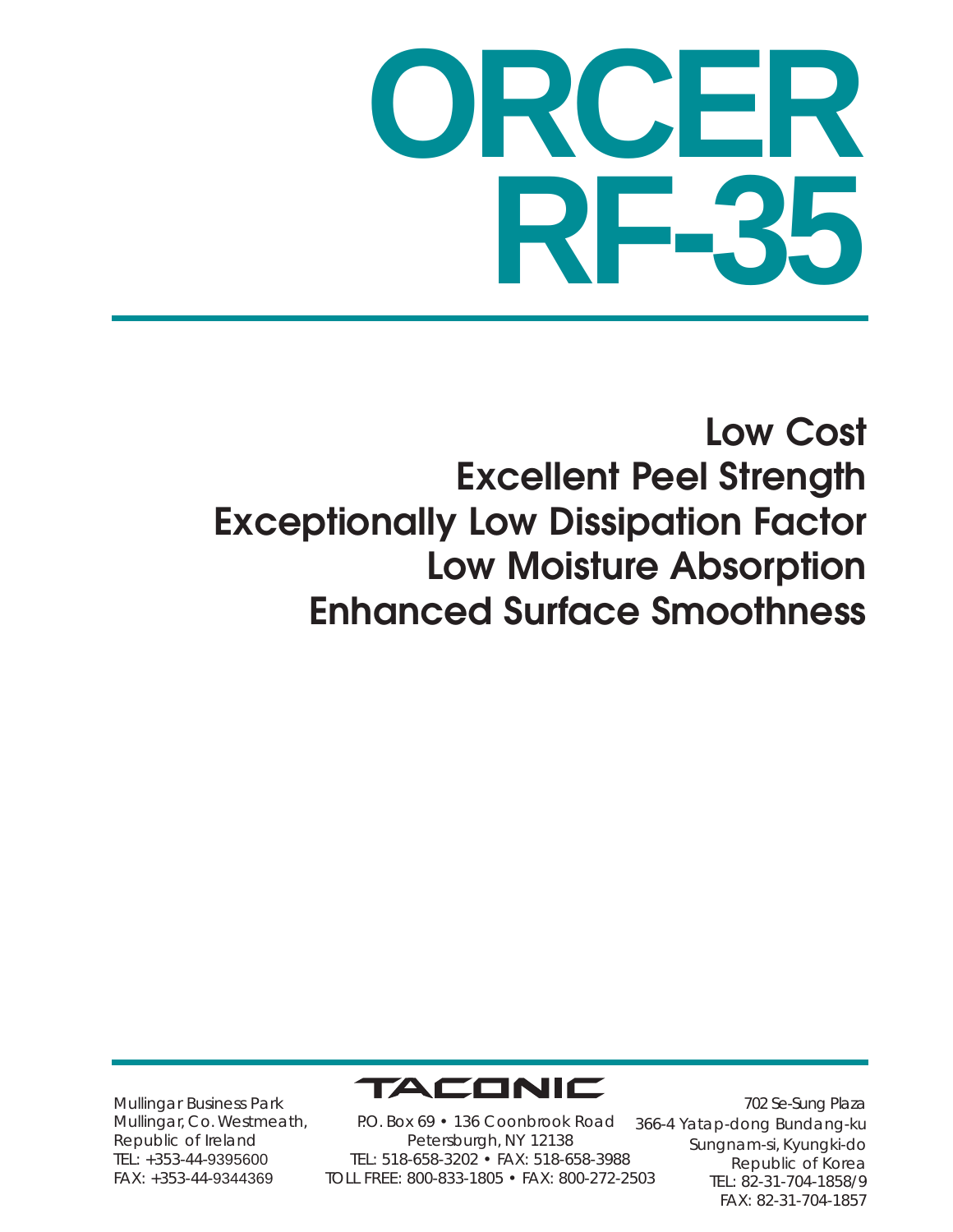# ORCER RF-35

## Low Cost
## Excellent Peel Strength
## Exceptionally Low Dissipation Factor
## Low Moisture Absorption
## Enhanced Surface Smoothness

TACONIC

Mullingar Business Park
Mullingar, Co. Westmeath,
Republic of Ireland
TEL: +353-44-9395600
FAX: +353-44-9344369

P.O. Box 69 • 136 Coonbrook Road
Petersburgh, NY 12138
TEL: 518-658-3202 • FAX: 518-658-3988
TOLL FREE: 800-833-1805 • FAX: 800-272-2503

702 Se-Sung Plaza
366-4 Yatap-dong Bundang-ku
Sungnam-si, Kyungki-do
Republic of Korea
TEL: 82-31-704-1858/9
FAX: 82-31-704-1857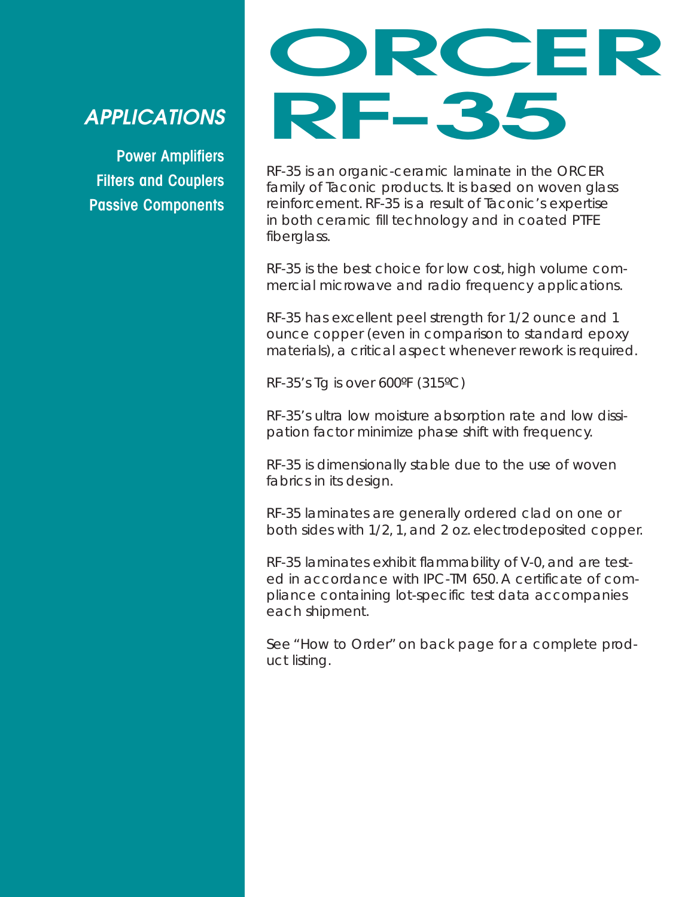# ORCER RF-35

## APPLICATIONS

**Power Amplifiers**
**Filters and Couplers**
**Passive Components**

RF-35 is an organic-ceramic laminate in the ORCER family of Taconic products. It is based on woven glass reinforcement. RF-35 is a result of Taconic's expertise in both ceramic fill technology and in coated PTFE fiberglass.

RF-35 is the best choice for low cost, high volume commercial microwave and radio frequency applications.

RF-35 has excellent peel strength for 1/2 ounce and 1 ounce copper (even in comparison to standard epoxy materials), a critical aspect whenever rework is required.

RF-35's Tg is over 600ºF (315ºC)

RF-35's ultra low moisture absorption rate and low dissipation factor minimize phase shift with frequency.

RF-35 is dimensionally stable due to the use of woven fabrics in its design.

RF-35 laminates are generally ordered clad on one or both sides with 1/2, 1, and 2 oz. electrodeposited copper.

RF-35 laminates exhibit flammability of V-0, and are tested in accordance with IPC-TM 650. A certificate of compliance containing lot-specific test data accompanies each shipment.

See "How to Order" on back page for a complete product listing.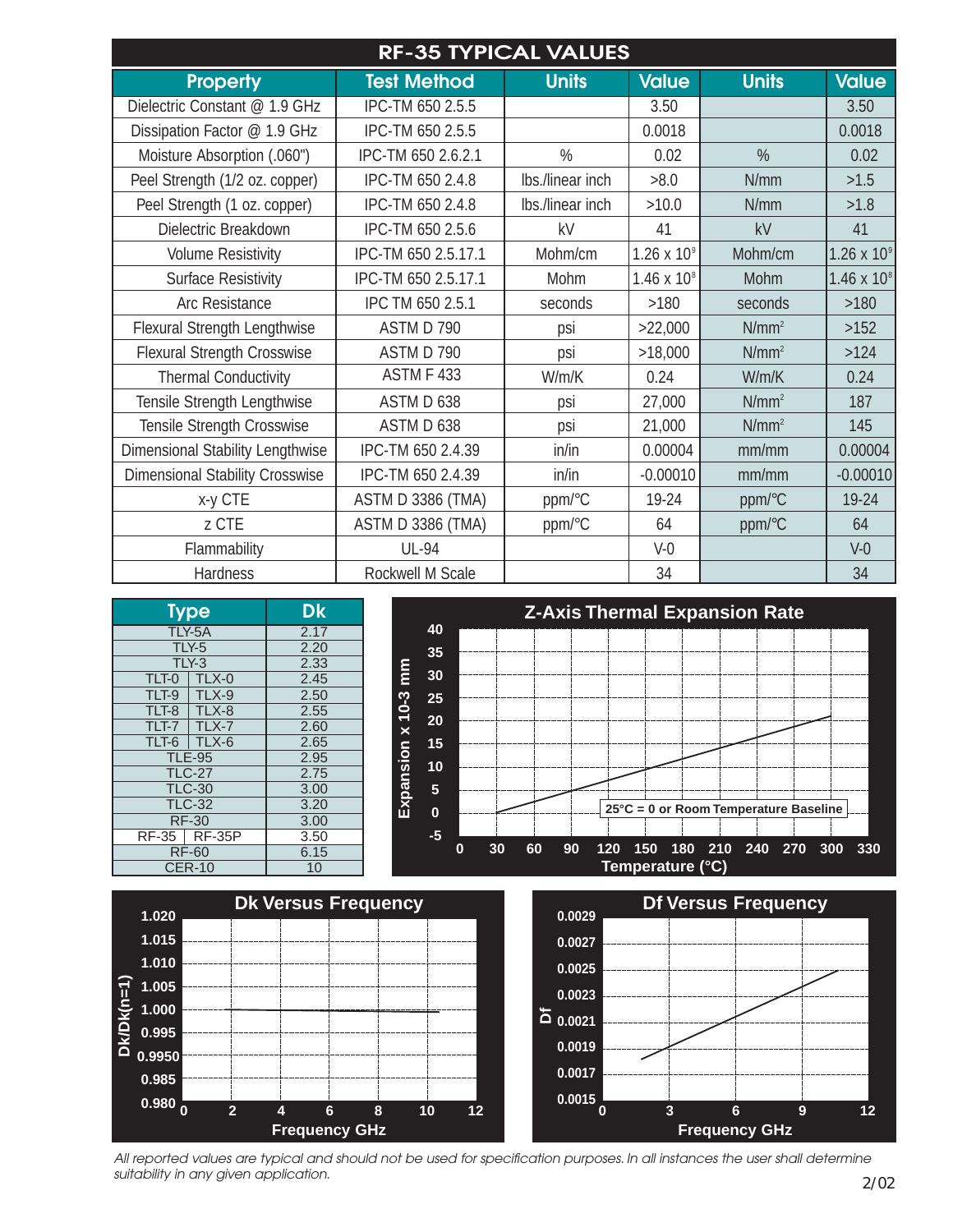## RF-35 TYPICAL VALUES

| Property | Test Method | Units | Value | Units | Value |
|---|---|---|---|---|---|
| Dielectric Constant @ 1.9 GHz | IPC-TM 650 2.5.5 | | 3.50 | | 3.50 |
| Dissipation Factor @ 1.9 GHz | IPC-TM 650 2.5.5 | | 0.0018 | | 0.0018 |
| Moisture Absorption (.060") | IPC-TM 650 2.6.2.1 | % | 0.02 | % | 0.02 |
| Peel Strength (1/2 oz. copper) | IPC-TM 650 2.4.8 | lbs./linear inch | >8.0 | N/mm | >1.5 |
| Peel Strength (1 oz. copper) | IPC-TM 650 2.4.8 | lbs./linear inch | >10.0 | N/mm | >1.8 |
| Dielectric Breakdown | IPC-TM 650 2.5.6 | kV | 41 | kV | 41 |
| Volume Resistivity | IPC-TM 650 2.5.17.1 | Mohm/cm | $1.26 \times 10^9$ | Mohm/cm | $1.26 \times 10^9$ |
| Surface Resistivity | IPC-TM 650 2.5.17.1 | Mohm | $1.46 \times 10^8$ | Mohm | $1.46 \times 10^8$ |
| Arc Resistance | IPC TM 650 2.5.1 | seconds | >180 | seconds | >180 |
| Flexural Strength Lengthwise | ASTM D 790 | psi | >22,000 | $N/mm^2$ | >152 |
| Flexural Strength Crosswise | ASTM D 790 | psi | >18,000 | $N/mm^2$ | >124 |
| Thermal Conductivity | ASTM F 433 | W/m/K | 0.24 | W/m/K | 0.24 |
| Tensile Strength Lengthwise | ASTM D 638 | psi | 27,000 | $N/mm^2$ | 187 |
| Tensile Strength Crosswise | ASTM D 638 | psi | 21,000 | $N/mm^2$ | 145 |
| Dimensional Stability Lengthwise | IPC-TM 650 2.4.39 | in/in | 0.00004 | mm/mm | 0.00004 |
| Dimensional Stability Crosswise | IPC-TM 650 2.4.39 | in/in | -0.00010 | mm/mm | -0.00010 |
| x-y CTE | ASTM D 3386 (TMA) | ppm/°C | 19-24 | ppm/°C | 19-24 |
| z CTE | ASTM D 3386 (TMA) | ppm/°C | 64 | ppm/°C | 64 |
| Flammability | UL-94 | | V-0 | | V-0 |
| Hardness | Rockwell M Scale | | 34 | | 34 |

| Type | Dk |
|---|---|
| TLY-5A | 2.17 |
| TLY-5 | 2.20 |
| TLY-3 | 2.33 |
| TLT-0 \| TLX-0 | 2.45 |
| TLT-9 \| TLX-9 | 2.50 |
| TLT-8 \| TLX-8 | 2.55 |
| TLT-7 \| TLX-7 | 2.60 |
| TLT-6 \| TLX-6 | 2.65 |
| TLE-95 | 2.95 |
| TLC-27 | 2.75 |
| TLC-30 | 3.00 |
| TLC-32 | 3.20 |
| RF-30 | 3.00 |
| RF-35 \| RF-35P | 3.50 |
| RF-60 | 6.15 |
| CER-10 | 10 |

**Z-Axis Thermal Expansion Rate**

Expansion x 10-3 mm vs. Temperature (°C)

25°C = 0 or Room Temperature Baseline

**Dk Versus Frequency**

Dk/Dk(n=1) vs. Frequency GHz

**Df Versus Frequency**

Df vs. Frequency GHz

*All reported values are typical and should not be used for specification purposes. In all instances the user shall determine suitability in any given application.*

2/02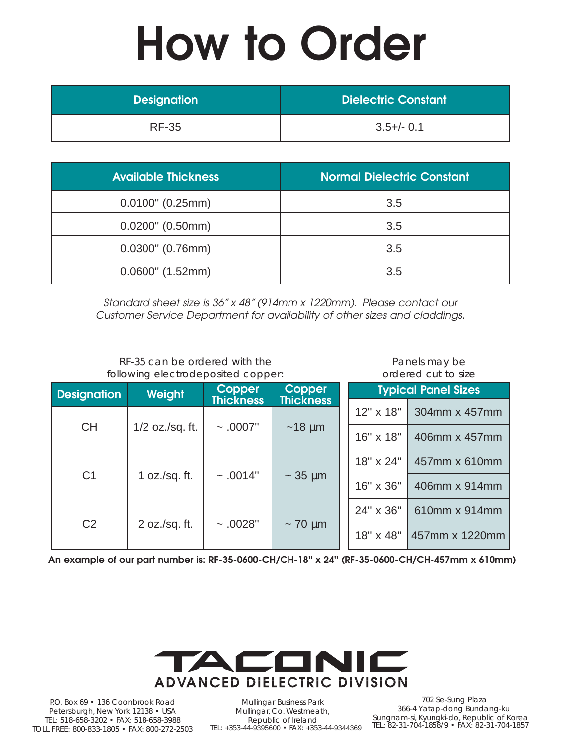# How to Order

| Designation | Dielectric Constant |
|---|---|
| RF-35 | 3.5+/- 0.1 |

| Available Thickness | Normal Dielectric Constant |
|---|---|
| 0.0100" (0.25mm) | 3.5 |
| 0.0200" (0.50mm) | 3.5 |
| 0.0300" (0.76mm) | 3.5 |
| 0.0600" (1.52mm) | 3.5 |

*Standard sheet size is 36″ x 48″ (914mm x 1220mm). Please contact our Customer Service Department for availability of other sizes and claddings.*

RF-35 can be ordered with the following electrodeposited copper:

| Designation | Weight | Copper Thickness | Copper Thickness |
|---|---|---|---|
| CH | 1/2 oz./sq. ft. | ~ .0007" | ~18 µm |
| C1 | 1 oz./sq. ft. | ~ .0014" | ~ 35 µm |
| C2 | 2 oz./sq. ft. | ~ .0028" | ~ 70 µm |

Panels may be ordered cut to size

| Typical Panel Sizes | |
|---|---|
| 12" x 18" | 304mm x 457mm |
| 16" x 18" | 406mm x 457mm |
| 18" x 24" | 457mm x 610mm |
| 16" x 36" | 406mm x 914mm |
| 24" x 36" | 610mm x 914mm |
| 18" x 48" | 457mm x 1220mm |

**An example of our part number is: RF-35-0600-CH/CH-18" x 24" (RF-35-0600-CH/CH-457mm x 610mm)**

TACONIC
ADVANCED DIELECTRIC DIVISION

P.O. Box 69 • 136 Coonbrook Road
Petersburgh, New York 12138 • USA
TEL: 518-658-3202 • FAX: 518-658-3988
TOLL FREE: 800-833-1805 • FAX: 800-272-2503

Mullingar Business Park
Mullingar, Co. Westmeath,
Republic of Ireland
TEL: +353-44-9395600 • FAX: +353-44-9344369

702 Se-Sung Plaza
366-4 Yatap-dong Bundang-ku
Sungnam-si, Kyungki-do, Republic of Korea
TEL: 82-31-704-1858/9 • FAX: 82-31-704-1857